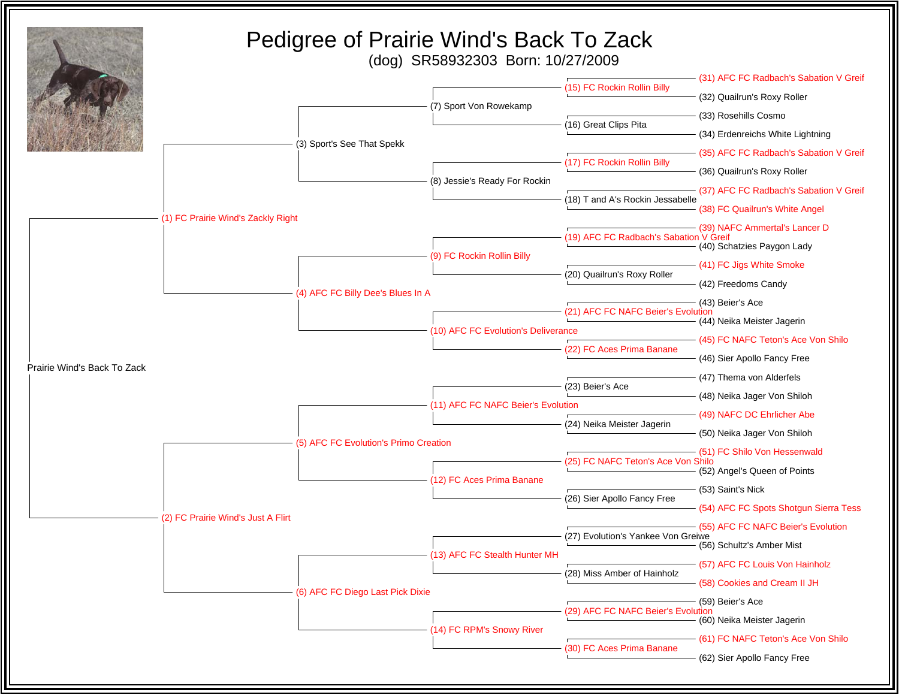# Pedigree of Prairie Wind's Back To Zack

(dog) SR58932303 Born: 10/27/2009

**Prairie Wind's Back To Zack**

- (1) FC Prairie Wind's Zackly Right
  - (3) Sport's See That Spekk
    - (7) Sport Von Rowekamp
      - (15) FC Rockin Rollin Billy
        - (31) AFC FC Radbach's Sabation V Greif
        - (32) Quailrun's Roxy Roller
      - (16) Great Clips Pita
        - (33) Rosehills Cosmo
        - (34) Erdenreichs White Lightning
    - (8) Jessie's Ready For Rockin
      - (17) FC Rockin Rollin Billy
        - (35) AFC FC Radbach's Sabation V Greif
        - (36) Quailrun's Roxy Roller
      - (18) T and A's Rockin Jessabelle
        - (37) AFC FC Radbach's Sabation V Greif
        - (38) FC Quailrun's White Angel
  - (4) AFC FC Billy Dee's Blues In A
    - (9) FC Rockin Rollin Billy
      - (19) AFC FC Radbach's Sabation V Greif
        - (39) NAFC Ammertal's Lancer D
        - (40) Schatzies Paygon Lady
      - (20) Quailrun's Roxy Roller
        - (41) FC Jigs White Smoke
        - (42) Freedoms Candy
    - (10) AFC FC Evolution's Deliverance
      - (21) AFC FC NAFC Beier's Evolution
        - (43) Beier's Ace
        - (44) Neika Meister Jagerin
      - (22) FC Aces Prima Banane
        - (45) FC NAFC Teton's Ace Von Shilo
        - (46) Sier Apollo Fancy Free
- (2) FC Prairie Wind's Just A Flirt
  - (5) AFC FC Evolution's Primo Creation
    - (11) AFC FC NAFC Beier's Evolution
      - (23) Beier's Ace
        - (47) Thema von Alderfels
        - (48) Neika Jager Von Shiloh
      - (24) Neika Meister Jagerin
        - (49) NAFC DC Ehrlicher Abe
        - (50) Neika Jager Von Shiloh
    - (12) FC Aces Prima Banane
      - (25) FC NAFC Teton's Ace Von Shilo
        - (51) FC Shilo Von Hessenwald
        - (52) Angel's Queen of Points
      - (26) Sier Apollo Fancy Free
        - (53) Saint's Nick
        - (54) AFC FC Spots Shotgun Sierra Tess
  - (6) AFC FC Diego Last Pick Dixie
    - (13) AFC FC Stealth Hunter MH
      - (27) Evolution's Yankee Von Greiwe
        - (55) AFC FC NAFC Beier's Evolution
        - (56) Schultz's Amber Mist
      - (28) Miss Amber of Hainholz
        - (57) AFC FC Louis Von Hainholz
        - (58) Cookies and Cream II JH
    - (14) FC RPM's Snowy River
      - (29) AFC FC NAFC Beier's Evolution
        - (59) Beier's Ace
        - (60) Neika Meister Jagerin
      - (30) FC Aces Prima Banane
        - (61) FC NAFC Teton's Ace Von Shilo
        - (62) Sier Apollo Fancy Free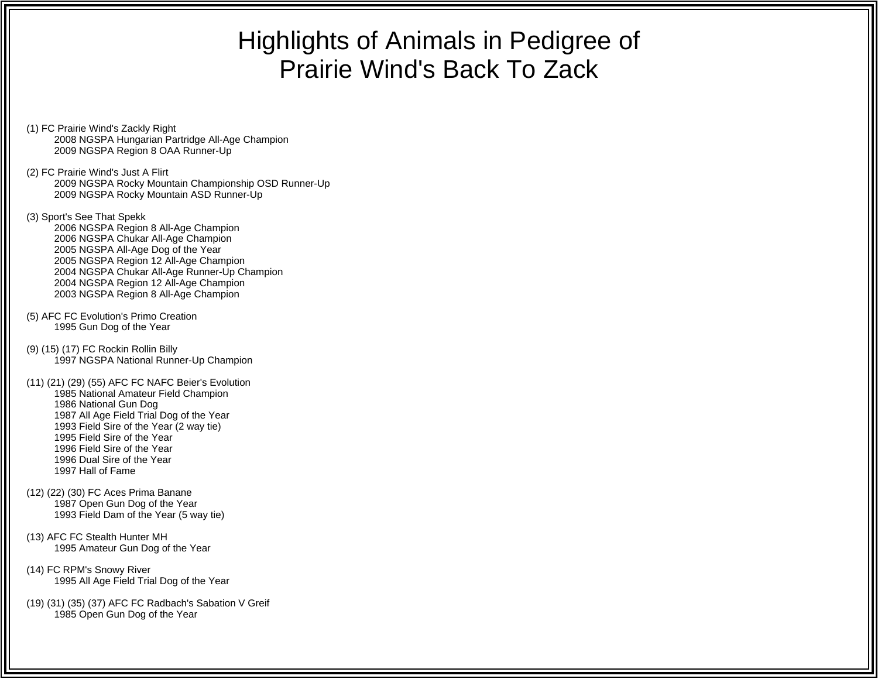# Highlights of Animals in Pedigree of Prairie Wind's Back To Zack

(1) FC Prairie Wind's Zackly Right
- 2008 NGSPA Hungarian Partridge All-Age Champion
- 2009 NGSPA Region 8 OAA Runner-Up

(2) FC Prairie Wind's Just A Flirt
- 2009 NGSPA Rocky Mountain Championship OSD Runner-Up
- 2009 NGSPA Rocky Mountain ASD Runner-Up

(3) Sport's See That Spekk
- 2006 NGSPA Region 8 All-Age Champion
- 2006 NGSPA Chukar All-Age Champion
- 2005 NGSPA All-Age Dog of the Year
- 2005 NGSPA Region 12 All-Age Champion
- 2004 NGSPA Chukar All-Age Runner-Up Champion
- 2004 NGSPA Region 12 All-Age Champion
- 2003 NGSPA Region 8 All-Age Champion

(5) AFC FC Evolution's Primo Creation
- 1995 Gun Dog of the Year

(9) (15) (17) FC Rockin Rollin Billy
- 1997 NGSPA National Runner-Up Champion

(11) (21) (29) (55) AFC FC NAFC Beier's Evolution
- 1985 National Amateur Field Champion
- 1986 National Gun Dog
- 1987 All Age Field Trial Dog of the Year
- 1993 Field Sire of the Year (2 way tie)
- 1995 Field Sire of the Year
- 1996 Field Sire of the Year
- 1996 Dual Sire of the Year
- 1997 Hall of Fame

(12) (22) (30) FC Aces Prima Banane
- 1987 Open Gun Dog of the Year
- 1993 Field Dam of the Year (5 way tie)

(13) AFC FC Stealth Hunter MH
- 1995 Amateur Gun Dog of the Year

(14) FC RPM's Snowy River
- 1995 All Age Field Trial Dog of the Year

(19) (31) (35) (37) AFC FC Radbach's Sabation V Greif
- 1985 Open Gun Dog of the Year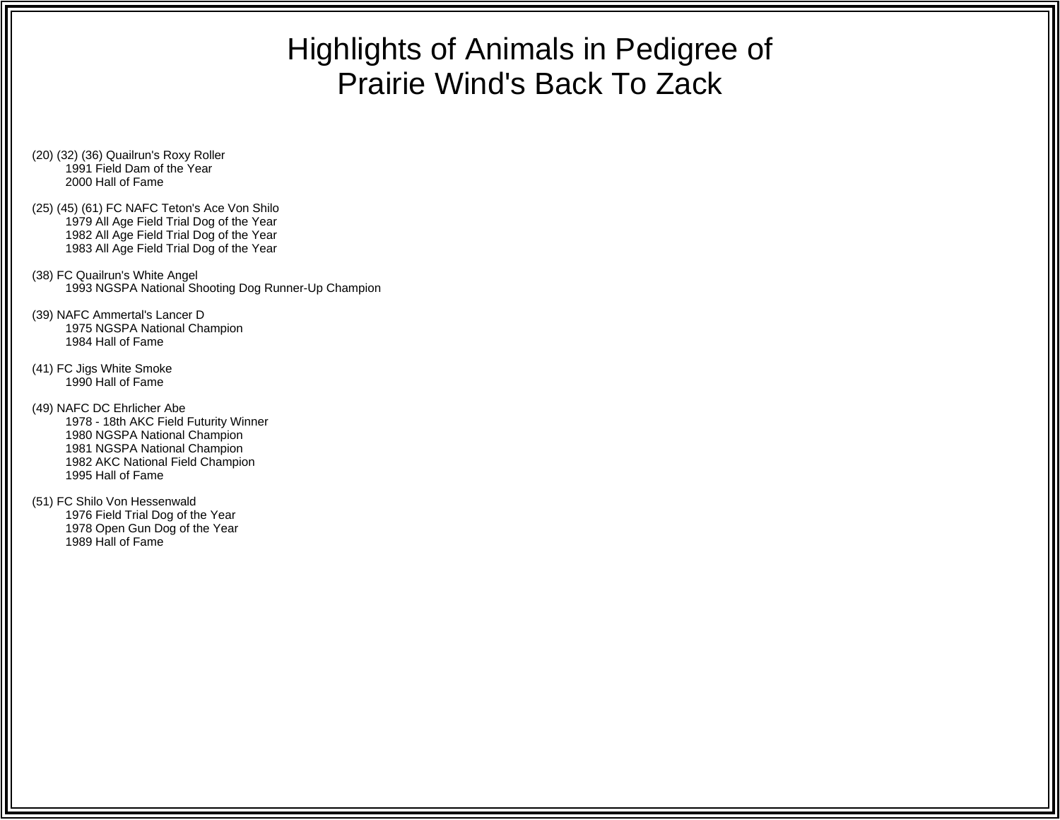# Highlights of Animals in Pedigree of Prairie Wind's Back To Zack

(20) (32) (36) Quailrun's Roxy Roller
- 1991 Field Dam of the Year
- 2000 Hall of Fame

(25) (45) (61) FC NAFC Teton's Ace Von Shilo
- 1979 All Age Field Trial Dog of the Year
- 1982 All Age Field Trial Dog of the Year
- 1983 All Age Field Trial Dog of the Year

(38) FC Quailrun's White Angel
- 1993 NGSPA National Shooting Dog Runner-Up Champion

(39) NAFC Ammertal's Lancer D
- 1975 NGSPA National Champion
- 1984 Hall of Fame

(41) FC Jigs White Smoke
- 1990 Hall of Fame

(49) NAFC DC Ehrlicher Abe
- 1978 - 18th AKC Field Futurity Winner
- 1980 NGSPA National Champion
- 1981 NGSPA National Champion
- 1982 AKC National Field Champion
- 1995 Hall of Fame

(51) FC Shilo Von Hessenwald
- 1976 Field Trial Dog of the Year
- 1978 Open Gun Dog of the Year
- 1989 Hall of Fame